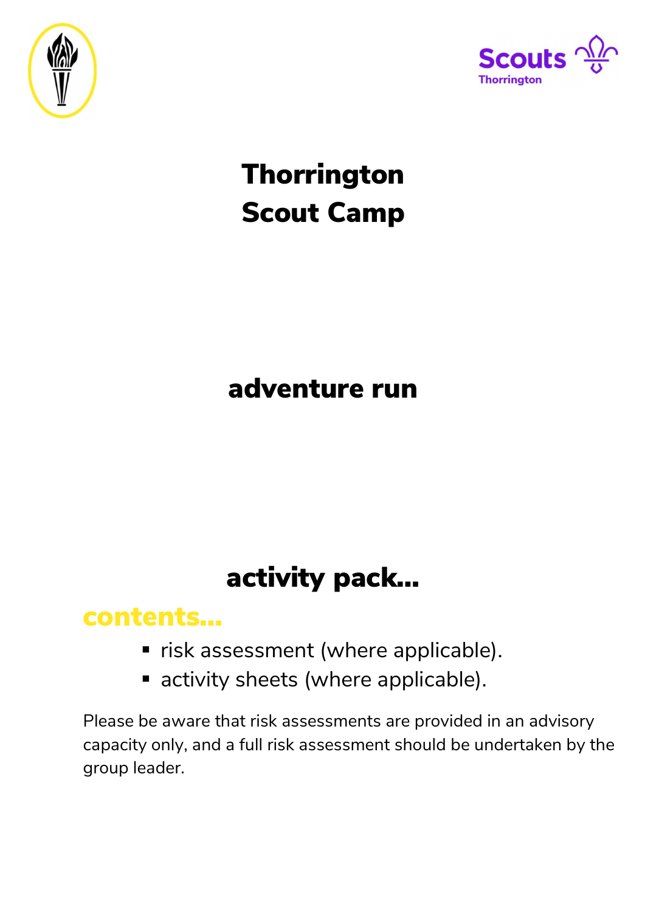Scouts
Thorrington

# Thorrington Scout Camp

## adventure run

## activity pack...

### contents...

- risk assessment (where applicable).
- activity sheets (where applicable).

Please be aware that risk assessments are provided in an advisory capacity only, and a full risk assessment should be undertaken by the group leader.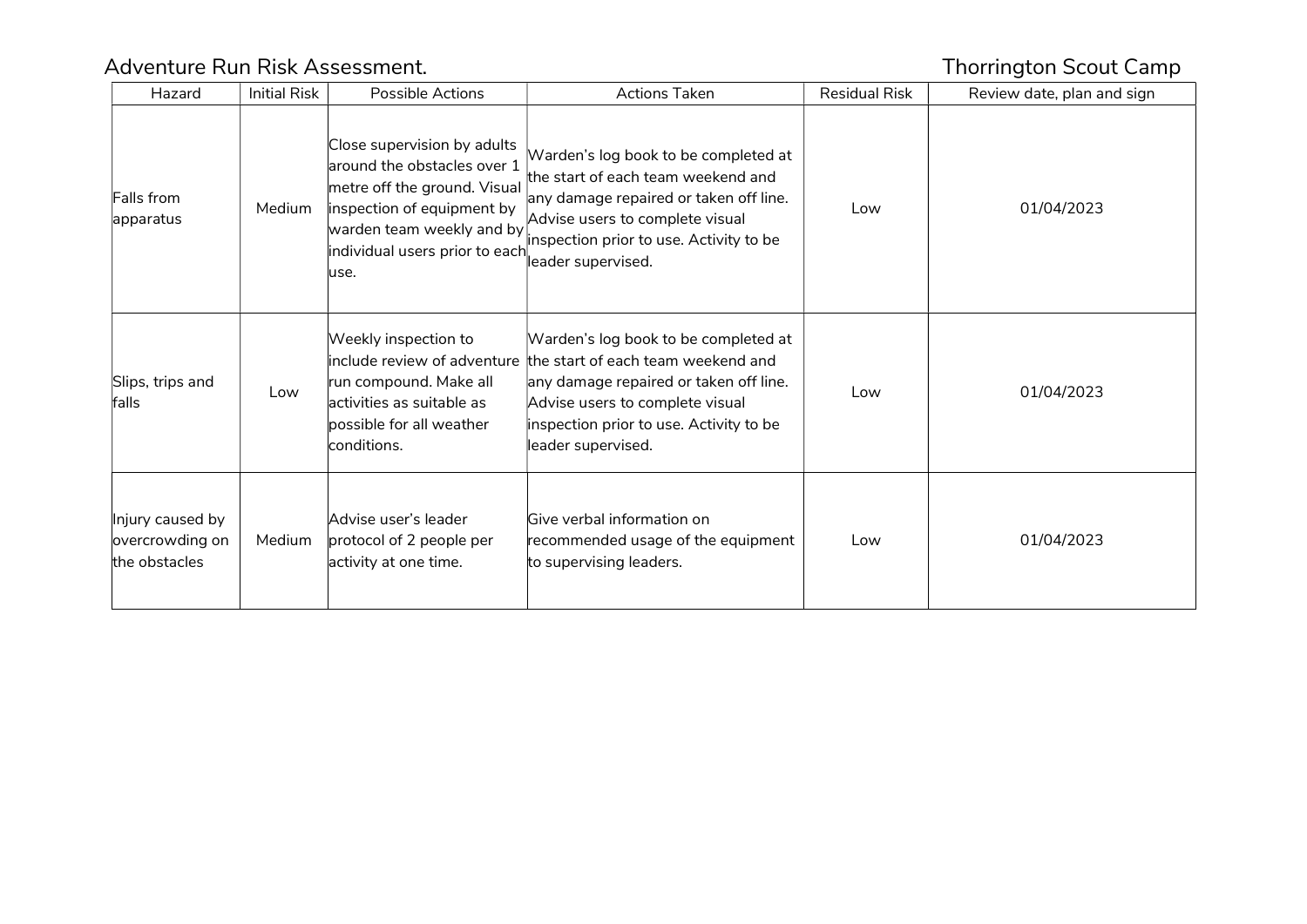Adventure Run Risk Assessment. Thorrington Scout Camp

| Hazard | Initial Risk | Possible Actions | Actions Taken | Residual Risk | Review date, plan and sign |
|---|---|---|---|---|---|
| Falls from apparatus | Medium | Close supervision by adults around the obstacles over 1 metre off the ground. Visual inspection of equipment by warden team weekly and by individual users prior to each use. | Warden's log book to be completed at the start of each team weekend and any damage repaired or taken off line. Advise users to complete visual inspection prior to use. Activity to be leader supervised. | Low | 01/04/2023 |
| Slips, trips and falls | Low | Weekly inspection to include review of adventure run compound. Make all activities as suitable as possible for all weather conditions. | Warden's log book to be completed at the start of each team weekend and any damage repaired or taken off line. Advise users to complete visual inspection prior to use. Activity to be leader supervised. | Low | 01/04/2023 |
| Injury caused by overcrowding on the obstacles | Medium | Advise user's leader protocol of 2 people per activity at one time. | Give verbal information on recommended usage of the equipment to supervising leaders. | Low | 01/04/2023 |